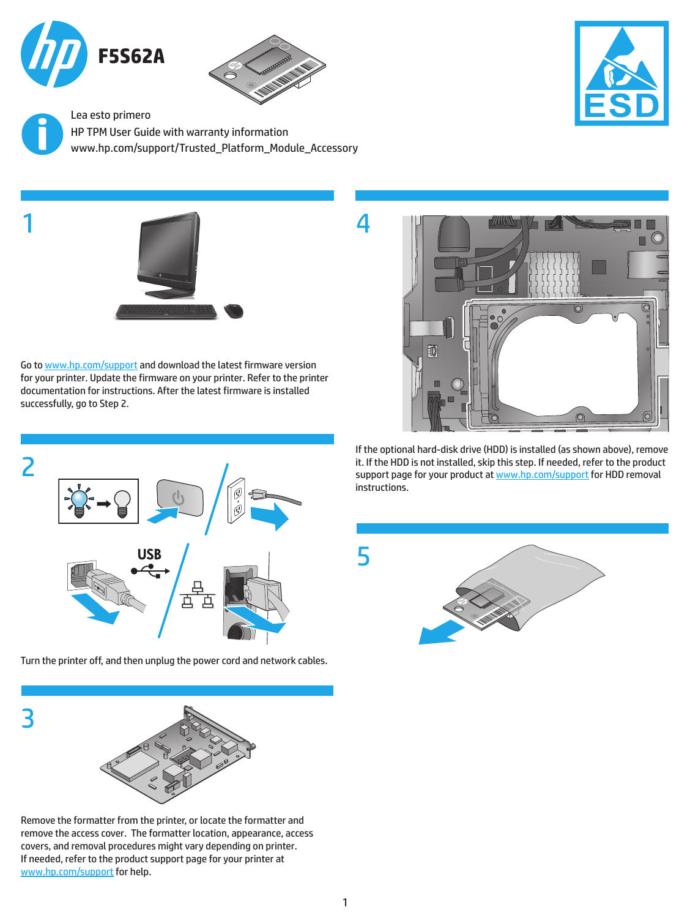# F5S62A

Lea esto primero
HP TPM User Guide with warranty information
www.hp.com/support/Trusted_Platform_Module_Accessory

ESD

## 1

Go to www.hp.com/support and download the latest firmware version for your printer. Update the firmware on your printer. Refer to the printer documentation for instructions. After the latest firmware is installed successfully, go to Step 2.

## 2

USB

Turn the printer off, and then unplug the power cord and network cables.

## 3

Remove the formatter from the printer, or locate the formatter and remove the access cover. The formatter location, appearance, access covers, and removal procedures might vary depending on printer. If needed, refer to the product support page for your printer at www.hp.com/support for help.

## 4

If the optional hard-disk drive (HDD) is installed (as shown above), remove it. If the HDD is not installed, skip this step. If needed, refer to the product support page for your product at www.hp.com/support for HDD removal instructions.

## 5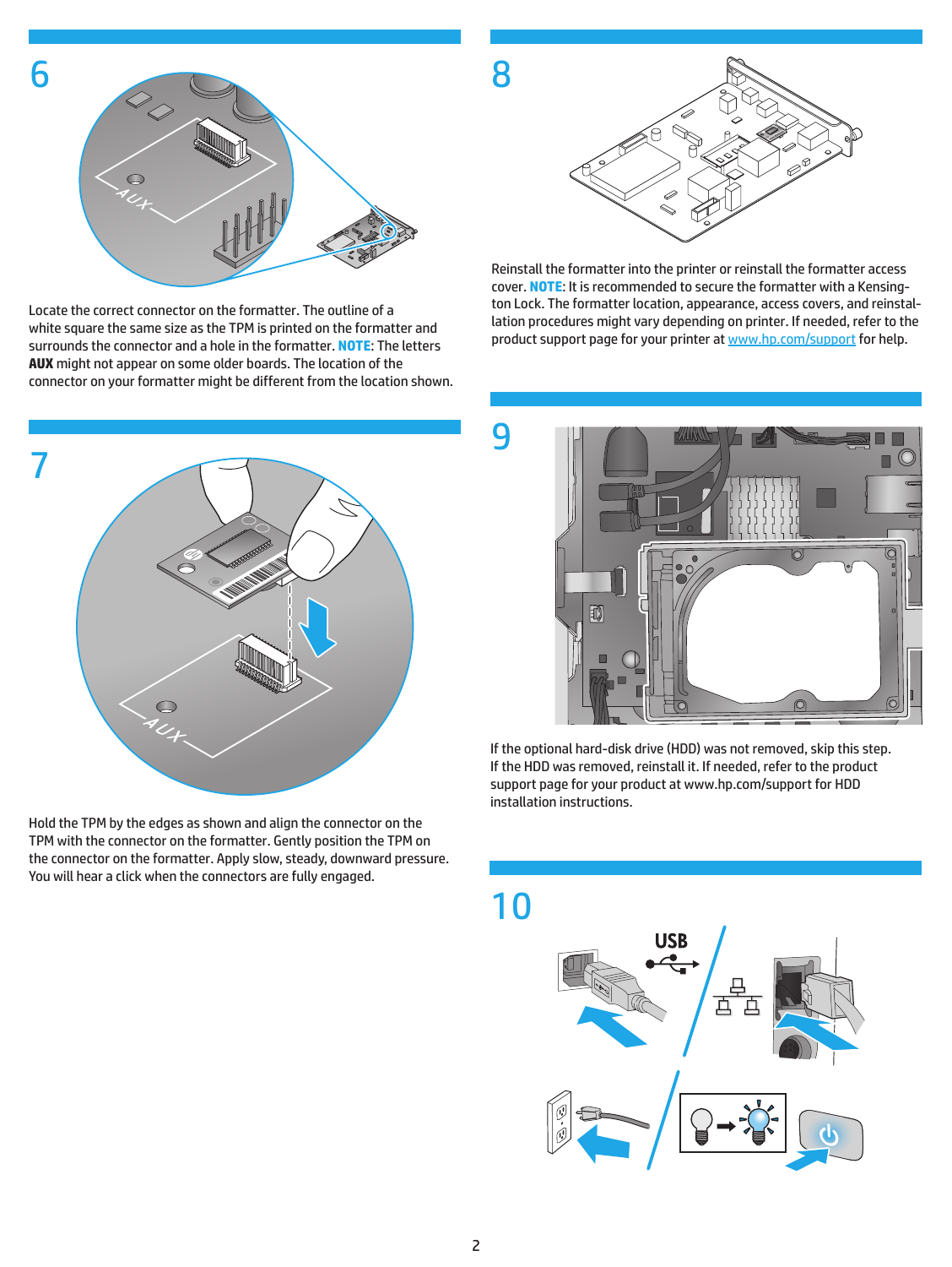## 6

Locate the correct connector on the formatter. The outline of a white square the same size as the TPM is printed on the formatter and surrounds the connector and a hole in the formatter. **NOTE**: The letters **AUX** might not appear on some older boards. The location of the connector on your formatter might be different from the location shown.

## 7

Hold the TPM by the edges as shown and align the connector on the TPM with the connector on the formatter. Gently position the TPM on the connector on the formatter. Apply slow, steady, downward pressure. You will hear a click when the connectors are fully engaged.

## 8

Reinstall the formatter into the printer or reinstall the formatter access cover. **NOTE**: It is recommended to secure the formatter with a Kensington Lock. The formatter location, appearance, access covers, and reinstallation procedures might vary depending on printer. If needed, refer to the product support page for your printer at www.hp.com/support for help.

## 9

If the optional hard-disk drive (HDD) was not removed, skip this step. If the HDD was removed, reinstall it. If needed, refer to the product support page for your product at www.hp.com/support for HDD installation instructions.

## 10

USB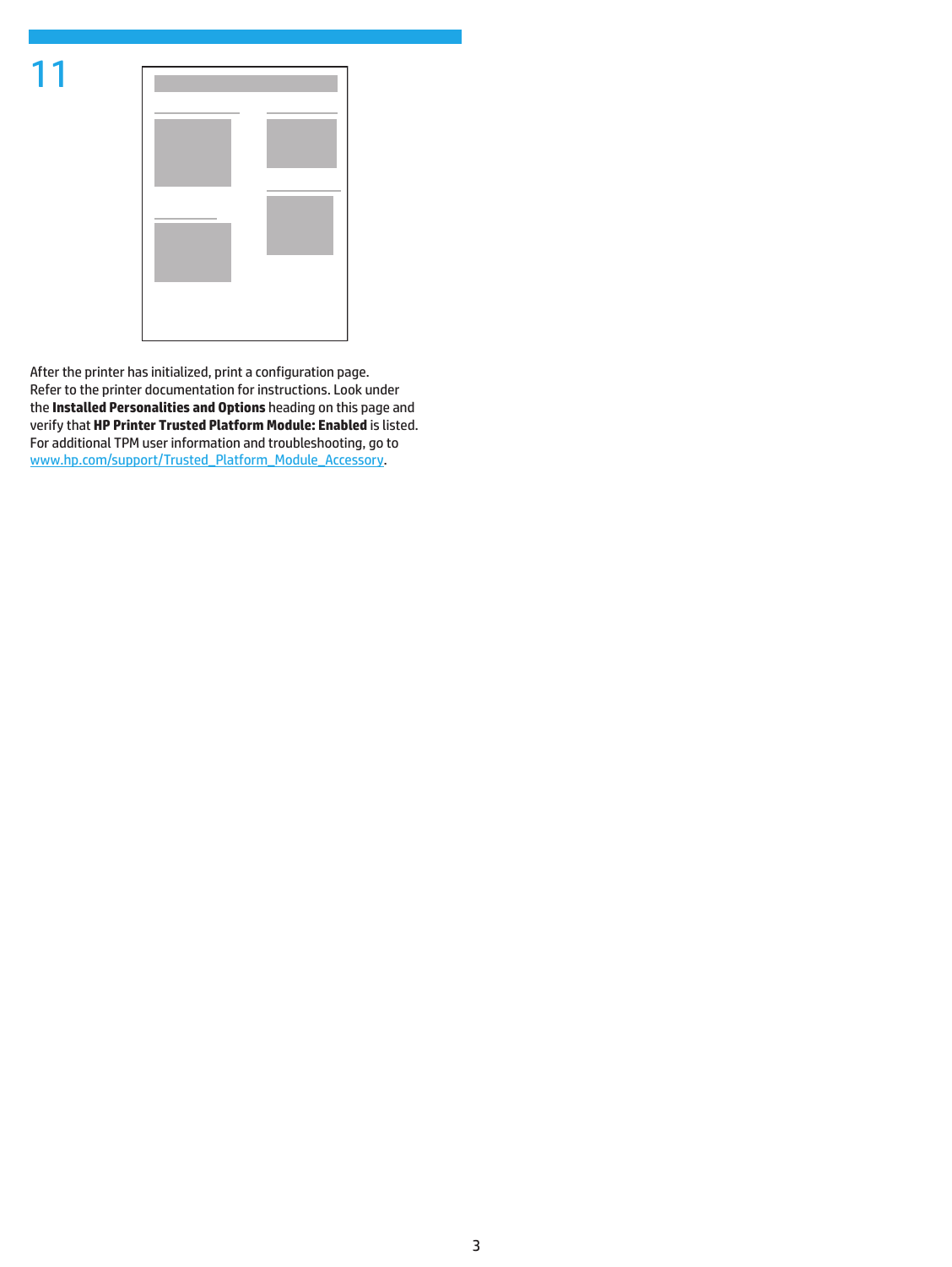## 11

After the printer has initialized, print a configuration page. Refer to the printer documentation for instructions. Look under the **Installed Personalities and Options** heading on this page and verify that **HP Printer Trusted Platform Module: Enabled** is listed. For additional TPM user information and troubleshooting, go to www.hp.com/support/Trusted_Platform_Module_Accessory.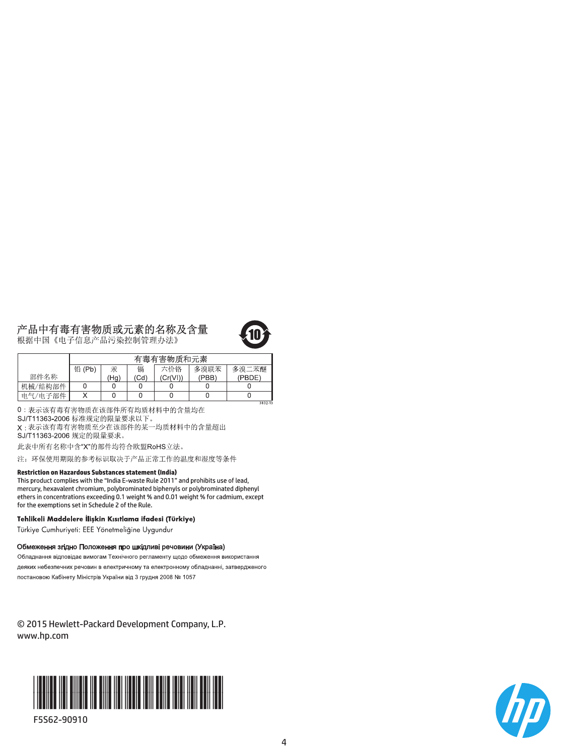## 产品中有毒有害物质或元素的名称及含量

根据中国《电子信息产品污染控制管理办法》

| 部件名称 | 有毒有害物质和元素 | | | | | |
|---|---|---|---|---|---|---|
| | 铅 (Pb) | 汞 (Hg) | 镉 (Cd) | 六价铬 (Cr(VI)) | 多溴联苯 (PBB) | 多溴二苯醚 (PBDE) |
| 机械/结构部件 | 0 | 0 | 0 | 0 | 0 | 0 |
| 电气/电子部件 | X | 0 | 0 | 0 | 0 | 0 |

3832-13

0：表示该有毒有害物质在该部件所有均质材料中的含量均在 SJ/T11363-2006 标准规定的限量要求以下。

X：表示该有毒有害物质至少在该部件的某一均质材料中的含量超出 SJ/T11363-2006 规定的限量要求。

此表中所有名称中含"X"的部件均符合欧盟RoHS立法。

注：环保使用期限的参考标识取决于产品正常工作的温度和湿度等条件

**Restriction on Hazardous Substances statement (India)**

This product complies with the "India E-waste Rule 2011" and prohibits use of lead, mercury, hexavalent chromium, polybrominated biphenyls or polybrominated diphenyl ethers in concentrations exceeding 0.1 weight % and 0.01 weight % for cadmium, except for the exemptions set in Schedule 2 of the Rule.

**Tehlikeli Maddelere İlişkin Kısıtlama ifadesi (Türkiye)**

Türkiye Cumhuriyeti: EEE Yönetmeliğine Uygundur

**Обмеження згідно Положення про шкідливі речовини (Україна)**

Обладнання відповідає вимогам Технічного регламенту щодо обмеження використання деяких небезпечних речовин в електричному та електронному обладнанні, затвердженого постановою Кабінету Міністрів України від 3 грудня 2008 № 1057

© 2015 Hewlett-Packard Development Company, L.P.
www.hp.com

F5S62-90910